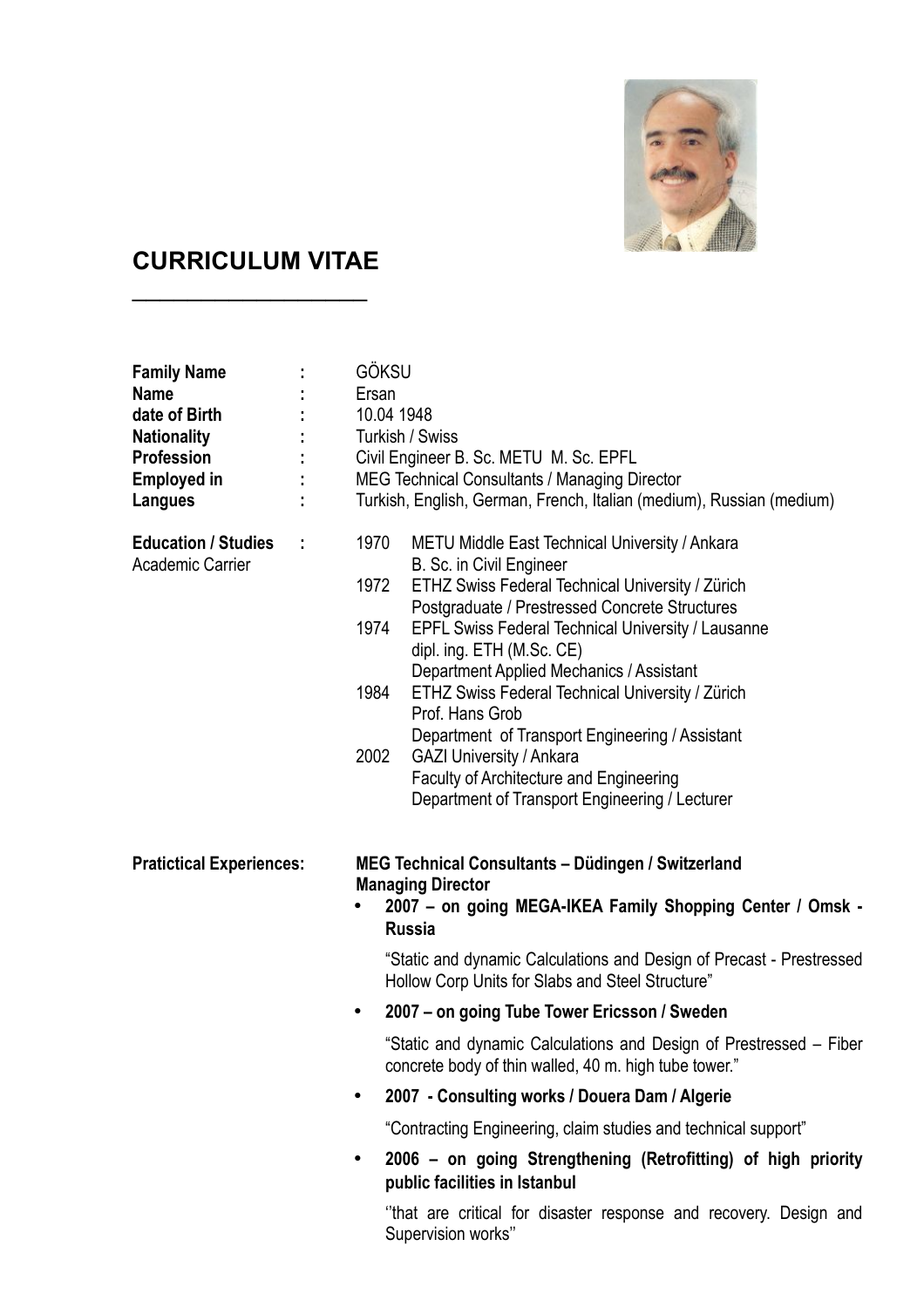# CURRICULUM VITAE

| | | |
|---|---|---|
| **Family Name** | : | GÖKSU |
| **Name** | : | Ersan |
| **date of Birth** | : | 10.04 1948 |
| **Nationality** | : | Turkish / Swiss |
| **Profession** | : | Civil Engineer B. Sc. METU M. Sc. EPFL |
| **Employed in** | : | MEG Technical Consultants / Managing Director |
| **Langues** | : | Turkish, English, German, French, Italian (medium), Russian (medium) |

**Education / Studies** :
Academic Carrier

- 1970 METU Middle East Technical University / Ankara
  B. Sc. in Civil Engineer
- 1972 ETHZ Swiss Federal Technical University / Zürich
  Postgraduate / Prestressed Concrete Structures
- 1974 EPFL Swiss Federal Technical University / Lausanne
  dipl. ing. ETH (M.Sc. CE)
  Department Applied Mechanics / Assistant
- 1984 ETHZ Swiss Federal Technical University / Zürich
  Prof. Hans Grob
  Department of Transport Engineering / Assistant
- 2002 GAZI University / Ankara
  Faculty of Architecture and Engineering
  Department of Transport Engineering / Lecturer

**Praticical Experiences:**

**MEG Technical Consultants – Düdingen / Switzerland**
**Managing Director**

- **2007 – on going MEGA-IKEA Family Shopping Center / Omsk - Russia**

  "Static and dynamic Calculations and Design of Precast - Prestressed Hollow Corp Units for Slabs and Steel Structure"

- **2007 – on going Tube Tower Ericsson / Sweden**

  "Static and dynamic Calculations and Design of Prestressed – Fiber concrete body of thin walled, 40 m. high tube tower."

- **2007 - Consulting works / Douera Dam / Algerie**

  "Contracting Engineering, claim studies and technical support"

- **2006 – on going Strengthening (Retrofitting) of high priority public facilities in Istanbul**

  ''that are critical for disaster response and recovery. Design and Supervision works''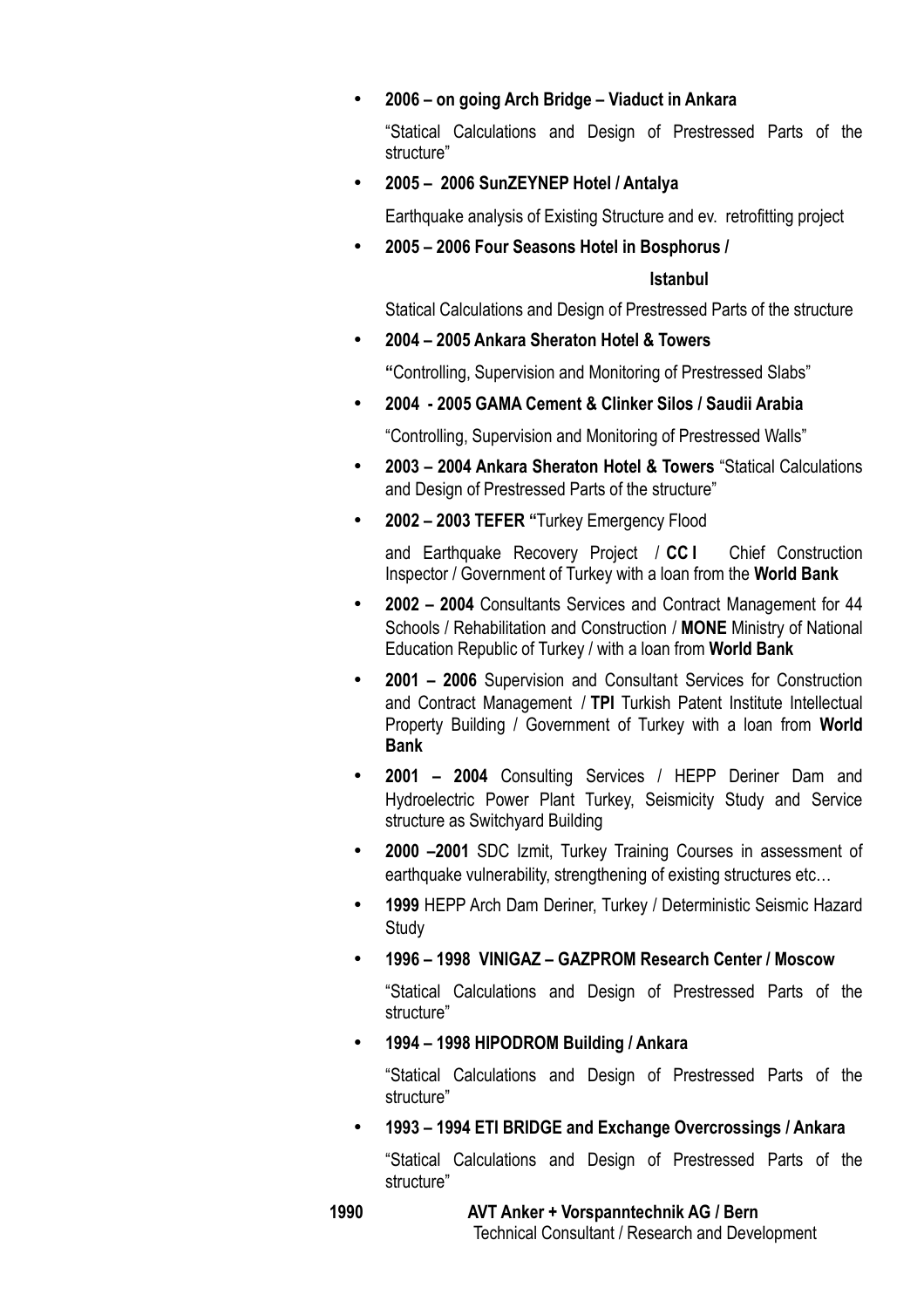- **2006 – on going Arch Bridge – Viaduct in Ankara**

  "Statical Calculations and Design of Prestressed Parts of the structure"

- **2005 – 2006 SunZEYNEP Hotel / Antalya**

  Earthquake analysis of Existing Structure and ev. retrofitting project

- **2005 – 2006 Four Seasons Hotel in Bosphorus / Istanbul**

  Statical Calculations and Design of Prestressed Parts of the structure

- **2004 – 2005 Ankara Sheraton Hotel & Towers**

  **"**Controlling, Supervision and Monitoring of Prestressed Slabs"

- **2004 - 2005 GAMA Cement & Clinker Silos / Saudii Arabia**

  "Controlling, Supervision and Monitoring of Prestressed Walls"

- **2003 – 2004 Ankara Sheraton Hotel & Towers** "Statical Calculations and Design of Prestressed Parts of the structure"

- **2002 – 2003 TEFER "**Turkey Emergency Flood

  and Earthquake Recovery Project / **CC I** Chief Construction Inspector / Government of Turkey with a loan from the **World Bank**

- **2002 – 2004** Consultants Services and Contract Management for 44 Schools / Rehabilitation and Construction / **MONE** Ministry of National Education Republic of Turkey / with a loan from **World Bank**

- **2001 – 2006** Supervision and Consultant Services for Construction and Contract Management / **TPI** Turkish Patent Institute Intellectual Property Building / Government of Turkey with a loan from **World Bank**

- **2001 – 2004** Consulting Services / HEPP Deriner Dam and Hydroelectric Power Plant Turkey, Seismicity Study and Service structure as Switchyard Building

- **2000 –2001** SDC Izmit, Turkey Training Courses in assessment of earthquake vulnerability, strengthening of existing structures etc…

- **1999** HEPP Arch Dam Deriner, Turkey / Deterministic Seismic Hazard Study

- **1996 – 1998 VINIGAZ – GAZPROM Research Center / Moscow**

  "Statical Calculations and Design of Prestressed Parts of the structure"

- **1994 – 1998 HIPODROM Building / Ankara**

  "Statical Calculations and Design of Prestressed Parts of the structure"

- **1993 – 1994 ETI BRIDGE and Exchange Overcrossings / Ankara**

  "Statical Calculations and Design of Prestressed Parts of the structure"

**1990** **AVT Anker + Vorspanntechnik AG / Bern**
Technical Consultant / Research and Development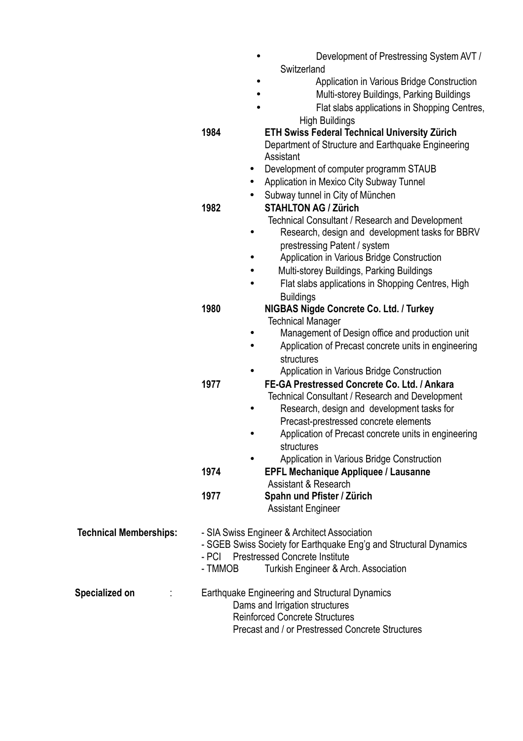- Development of Prestressing System AVT / Switzerland
- Application in Various Bridge Construction
- Multi-storey Buildings, Parking Buildings
- Flat slabs applications in Shopping Centres, High Buildings

**1984** **ETH Swiss Federal Technical University Zürich**
Department of Structure and Earthquake Engineering
Assistant

- Development of computer programm STAUB
- Application in Mexico City Subway Tunnel
- Subway tunnel in City of München

**1982** **STAHLTON AG / Zürich**
Technical Consultant / Research and Development

- Research, design and development tasks for BBRV prestressing Patent / system
- Application in Various Bridge Construction
- Multi-storey Buildings, Parking Buildings
- Flat slabs applications in Shopping Centres, High Buildings

**1980** **NIGBAS Nigde Concrete Co. Ltd. / Turkey**
Technical Manager

- Management of Design office and production unit
- Application of Precast concrete units in engineering structures
- Application in Various Bridge Construction

**1977** **FE-GA Prestressed Concrete Co. Ltd. / Ankara**
Technical Consultant / Research and Development

- Research, design and development tasks for Precast-prestressed concrete elements
- Application of Precast concrete units in engineering structures
- Application in Various Bridge Construction

**1974** **EPFL Mechanique Appliquee / Lausanne**
Assistant & Research

**1977** **Spahn und Pfister / Zürich**
Assistant Engineer

**Technical Memberships:**

- SIA Swiss Engineer & Architect Association
- SGEB Swiss Society for Earthquake Eng'g and Structural Dynamics
- PCI Prestressed Concrete Institute
- TMMOB Turkish Engineer & Arch. Association

**Specialized on** :

Earthquake Engineering and Structural Dynamics
Dams and Irrigation structures
Reinforced Concrete Structures
Precast and / or Prestressed Concrete Structures